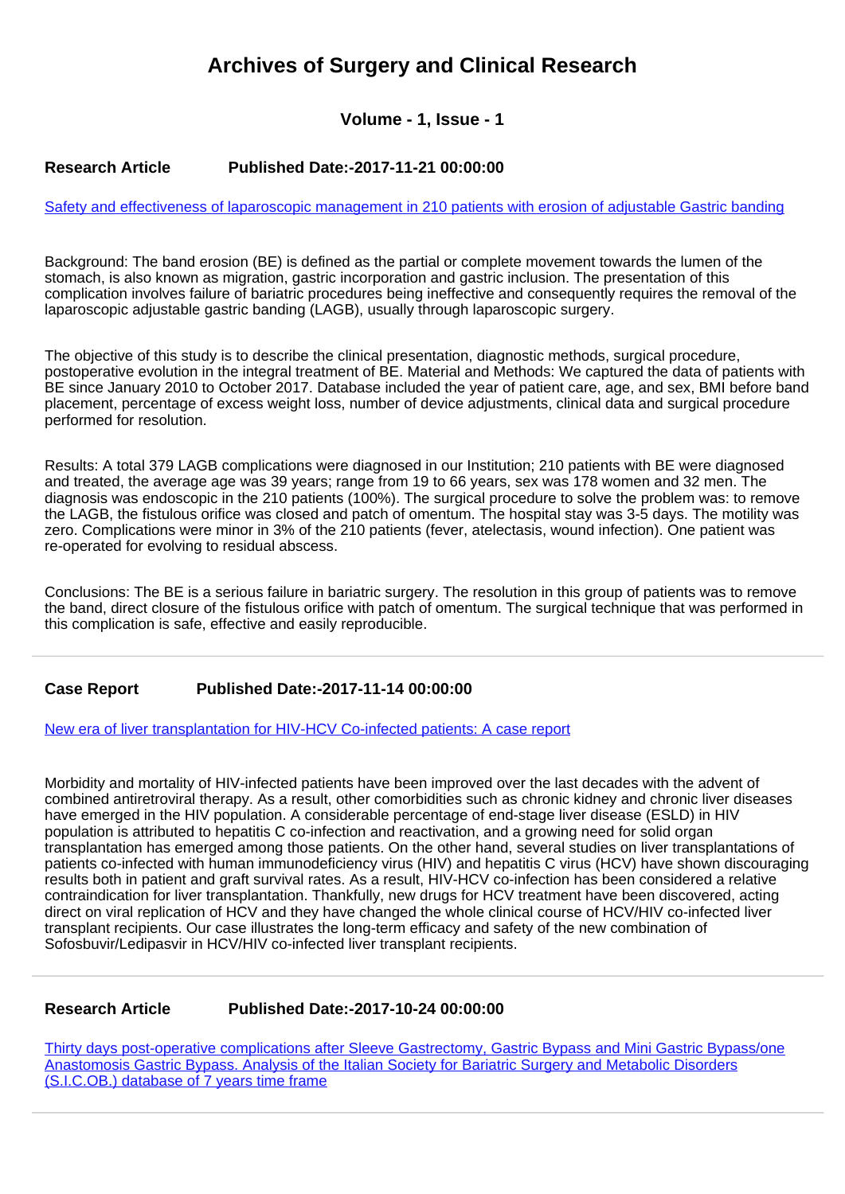# Archives of Surgery and Clinical Research

### Volume - 1, Issue - 1

**Research Article** **Published Date:-2017-11-21 00:00:00**

[Safety and effectiveness of laparoscopic management in 210 patients with erosion of adjustable Gastric banding]

Background: The band erosion (BE) is defined as the partial or complete movement towards the lumen of the stomach, is also known as migration, gastric incorporation and gastric inclusion. The presentation of this complication involves failure of bariatric procedures being ineffective and consequently requires the removal of the laparoscopic adjustable gastric banding (LAGB), usually through laparoscopic surgery.

The objective of this study is to describe the clinical presentation, diagnostic methods, surgical procedure, postoperative evolution in the integral treatment of BE. Material and Methods: We captured the data of patients with BE since January 2010 to October 2017. Database included the year of patient care, age, and sex, BMI before band placement, percentage of excess weight loss, number of device adjustments, clinical data and surgical procedure performed for resolution.

Results: A total 379 LAGB complications were diagnosed in our Institution; 210 patients with BE were diagnosed and treated, the average age was 39 years; range from 19 to 66 years, sex was 178 women and 32 men. The diagnosis was endoscopic in the 210 patients (100%). The surgical procedure to solve the problem was: to remove the LAGB, the fistulous orifice was closed and patch of omentum. The hospital stay was 3-5 days. The motility was zero. Complications were minor in 3% of the 210 patients (fever, atelectasis, wound infection). One patient was re-operated for evolving to residual abscess.

Conclusions: The BE is a serious failure in bariatric surgery. The resolution in this group of patients was to remove the band, direct closure of the fistulous orifice with patch of omentum. The surgical technique that was performed in this complication is safe, effective and easily reproducible.

---

**Case Report** **Published Date:-2017-11-14 00:00:00**

[New era of liver transplantation for HIV-HCV Co-infected patients: A case report]

Morbidity and mortality of HIV-infected patients have been improved over the last decades with the advent of combined antiretroviral therapy. As a result, other comorbidities such as chronic kidney and chronic liver diseases have emerged in the HIV population. A considerable percentage of end-stage liver disease (ESLD) in HIV population is attributed to hepatitis C co-infection and reactivation, and a growing need for solid organ transplantation has emerged among those patients. On the other hand, several studies on liver transplantations of patients co-infected with human immunodeficiency virus (HIV) and hepatitis C virus (HCV) have shown discouraging results both in patient and graft survival rates. As a result, HIV-HCV co-infection has been considered a relative contraindication for liver transplantation. Thankfully, new drugs for HCV treatment have been discovered, acting direct on viral replication of HCV and they have changed the whole clinical course of HCV/HIV co-infected liver transplant recipients. Our case illustrates the long-term efficacy and safety of the new combination of Sofosbuvir/Ledipasvir in HCV/HIV co-infected liver transplant recipients.

---

**Research Article** **Published Date:-2017-10-24 00:00:00**

[Thirty days post-operative complications after Sleeve Gastrectomy, Gastric Bypass and Mini Gastric Bypass/one Anastomosis Gastric Bypass. Analysis of the Italian Society for Bariatric Surgery and Metabolic Disorders (S.I.C.OB.) database of 7 years time frame]

---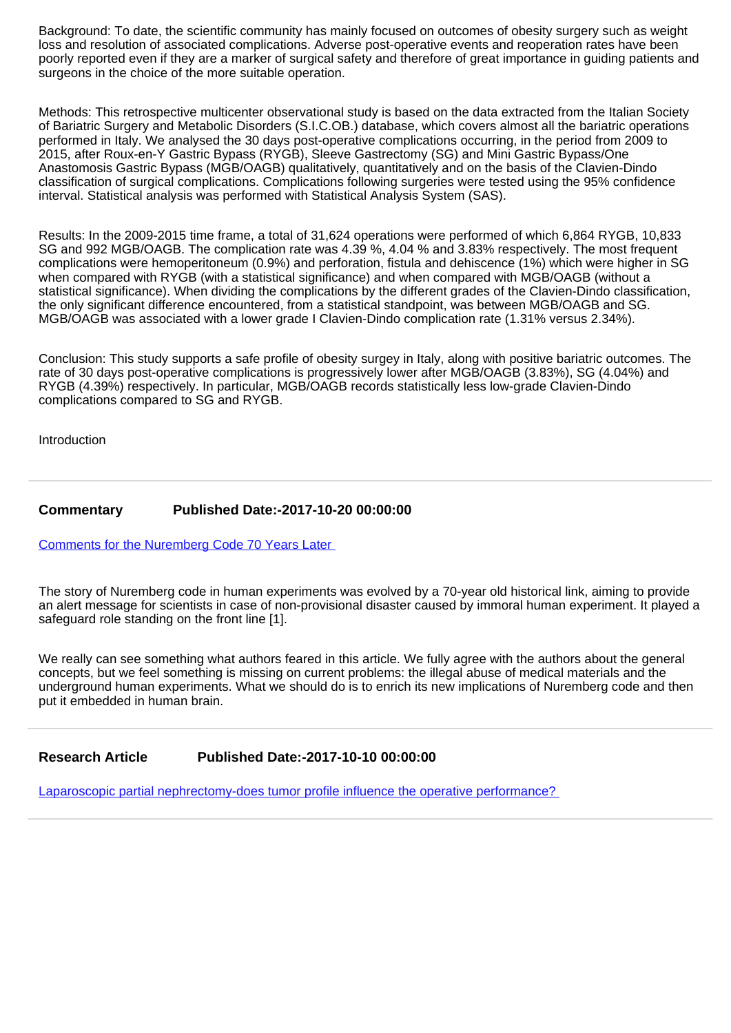Background: To date, the scientific community has mainly focused on outcomes of obesity surgery such as weight loss and resolution of associated complications. Adverse post-operative events and reoperation rates have been poorly reported even if they are a marker of surgical safety and therefore of great importance in guiding patients and surgeons in the choice of the more suitable operation.

Methods: This retrospective multicenter observational study is based on the data extracted from the Italian Society of Bariatric Surgery and Metabolic Disorders (S.I.C.OB.) database, which covers almost all the bariatric operations performed in Italy. We analysed the 30 days post-operative complications occurring, in the period from 2009 to 2015, after Roux-en-Y Gastric Bypass (RYGB), Sleeve Gastrectomy (SG) and Mini Gastric Bypass/One Anastomosis Gastric Bypass (MGB/OAGB) qualitatively, quantitatively and on the basis of the Clavien-Dindo classification of surgical complications. Complications following surgeries were tested using the 95% confidence interval. Statistical analysis was performed with Statistical Analysis System (SAS).

Results: In the 2009-2015 time frame, a total of 31,624 operations were performed of which 6,864 RYGB, 10,833 SG and 992 MGB/OAGB. The complication rate was 4.39 %, 4.04 % and 3.83% respectively. The most frequent complications were hemoperitoneum (0.9%) and perforation, fistula and dehiscence (1%) which were higher in SG when compared with RYGB (with a statistical significance) and when compared with MGB/OAGB (without a statistical significance). When dividing the complications by the different grades of the Clavien-Dindo classification, the only significant difference encountered, from a statistical standpoint, was between MGB/OAGB and SG. MGB/OAGB was associated with a lower grade I Clavien-Dindo complication rate (1.31% versus 2.34%).

Conclusion: This study supports a safe profile of obesity surgey in Italy, along with positive bariatric outcomes. The rate of 30 days post-operative complications is progressively lower after MGB/OAGB (3.83%), SG (4.04%) and RYGB (4.39%) respectively. In particular, MGB/OAGB records statistically less low-grade Clavien-Dindo complications compared to SG and RYGB.

Introduction

---

**Commentary** **Published Date:-2017-10-20 00:00:00**

[Comments for the Nuremberg Code 70 Years Later]

The story of Nuremberg code in human experiments was evolved by a 70-year old historical link, aiming to provide an alert message for scientists in case of non-provisional disaster caused by immoral human experiment. It played a safeguard role standing on the front line [1].

We really can see something what authors feared in this article. We fully agree with the authors about the general concepts, but we feel something is missing on current problems: the illegal abuse of medical materials and the underground human experiments. What we should do is to enrich its new implications of Nuremberg code and then put it embedded in human brain.

---

**Research Article** **Published Date:-2017-10-10 00:00:00**

[Laparoscopic partial nephrectomy-does tumor profile influence the operative performance?]

---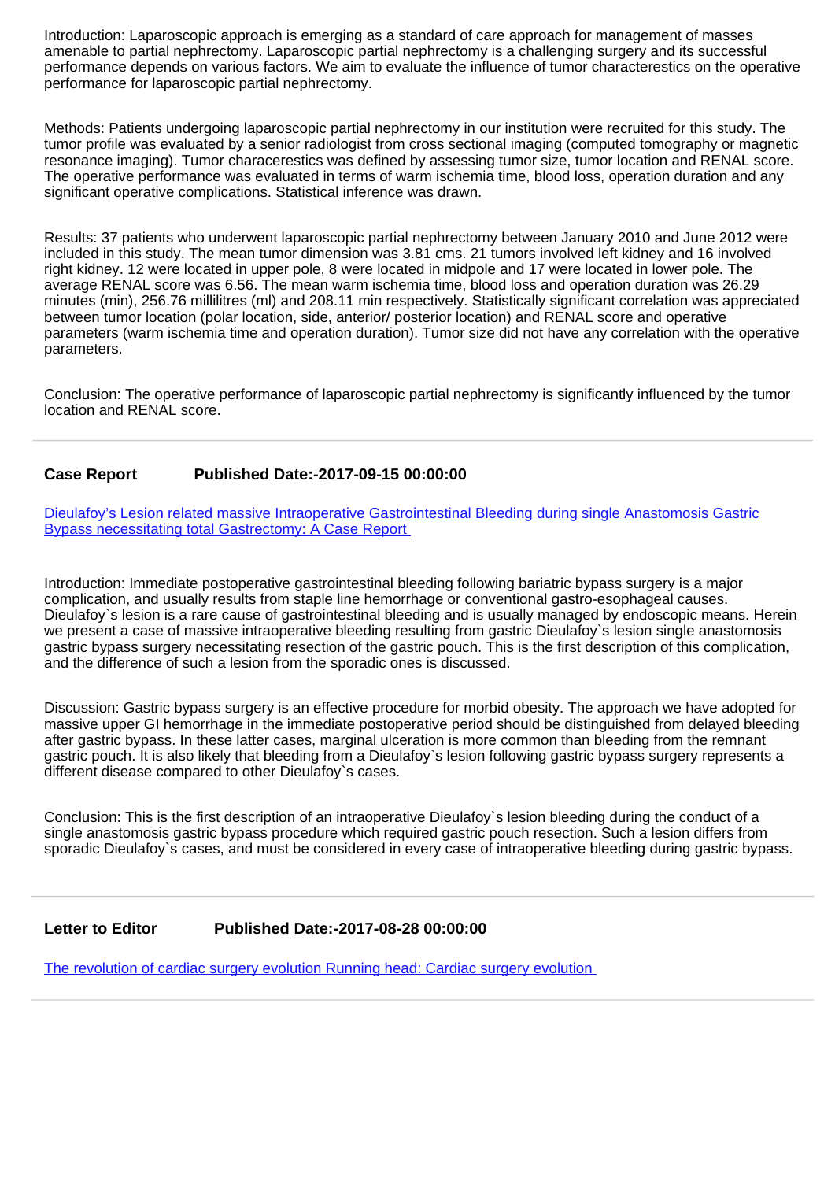Introduction: Laparoscopic approach is emerging as a standard of care approach for management of masses amenable to partial nephrectomy. Laparoscopic partial nephrectomy is a challenging surgery and its successful performance depends on various factors. We aim to evaluate the influence of tumor characterestics on the operative performance for laparoscopic partial nephrectomy.

Methods: Patients undergoing laparoscopic partial nephrectomy in our institution were recruited for this study. The tumor profile was evaluated by a senior radiologist from cross sectional imaging (computed tomography or magnetic resonance imaging). Tumor characerestics was defined by assessing tumor size, tumor location and RENAL score. The operative performance was evaluated in terms of warm ischemia time, blood loss, operation duration and any significant operative complications. Statistical inference was drawn.

Results: 37 patients who underwent laparoscopic partial nephrectomy between January 2010 and June 2012 were included in this study. The mean tumor dimension was 3.81 cms. 21 tumors involved left kidney and 16 involved right kidney. 12 were located in upper pole, 8 were located in midpole and 17 were located in lower pole. The average RENAL score was 6.56. The mean warm ischemia time, blood loss and operation duration was 26.29 minutes (min), 256.76 millilitres (ml) and 208.11 min respectively. Statistically significant correlation was appreciated between tumor location (polar location, side, anterior/ posterior location) and RENAL score and operative parameters (warm ischemia time and operation duration). Tumor size did not have any correlation with the operative parameters.

Conclusion: The operative performance of laparoscopic partial nephrectomy is significantly influenced by the tumor location and RENAL score.

---

**Case Report** **Published Date:-2017-09-15 00:00:00**

Dieulafoy's Lesion related massive Intraoperative Gastrointestinal Bleeding during single Anastomosis Gastric Bypass necessitating total Gastrectomy: A Case Report

Introduction: Immediate postoperative gastrointestinal bleeding following bariatric bypass surgery is a major complication, and usually results from staple line hemorrhage or conventional gastro-esophageal causes. Dieulafoy`s lesion is a rare cause of gastrointestinal bleeding and is usually managed by endoscopic means. Herein we present a case of massive intraoperative bleeding resulting from gastric Dieulafoy`s lesion single anastomosis gastric bypass surgery necessitating resection of the gastric pouch. This is the first description of this complication, and the difference of such a lesion from the sporadic ones is discussed.

Discussion: Gastric bypass surgery is an effective procedure for morbid obesity. The approach we have adopted for massive upper GI hemorrhage in the immediate postoperative period should be distinguished from delayed bleeding after gastric bypass. In these latter cases, marginal ulceration is more common than bleeding from the remnant gastric pouch. It is also likely that bleeding from a Dieulafoy`s lesion following gastric bypass surgery represents a different disease compared to other Dieulafoy`s cases.

Conclusion: This is the first description of an intraoperative Dieulafoy`s lesion bleeding during the conduct of a single anastomosis gastric bypass procedure which required gastric pouch resection. Such a lesion differs from sporadic Dieulafoy`s cases, and must be considered in every case of intraoperative bleeding during gastric bypass.

---

**Letter to Editor** **Published Date:-2017-08-28 00:00:00**

The revolution of cardiac surgery evolution Running head: Cardiac surgery evolution

---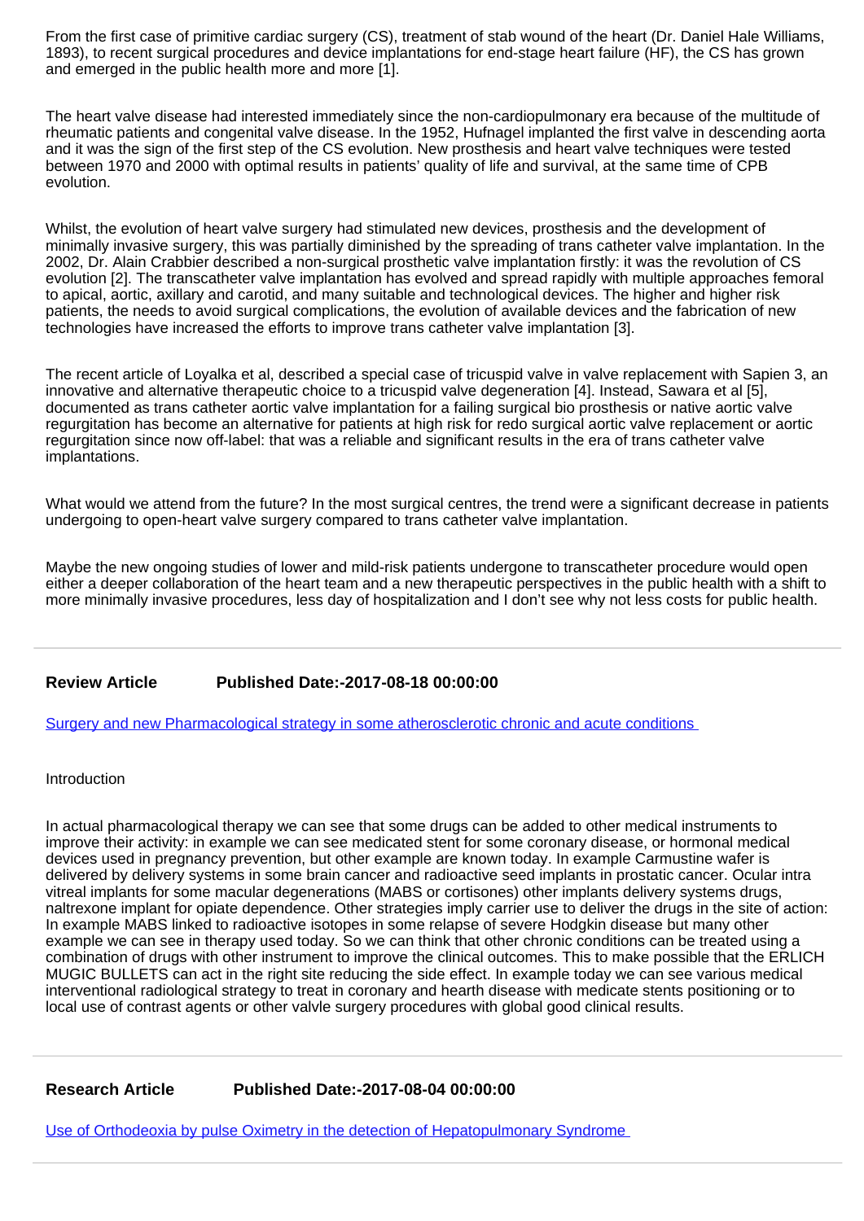From the first case of primitive cardiac surgery (CS), treatment of stab wound of the heart (Dr. Daniel Hale Williams, 1893), to recent surgical procedures and device implantations for end-stage heart failure (HF), the CS has grown and emerged in the public health more and more [1].

The heart valve disease had interested immediately since the non-cardiopulmonary era because of the multitude of rheumatic patients and congenital valve disease. In the 1952, Hufnagel implanted the first valve in descending aorta and it was the sign of the first step of the CS evolution. New prosthesis and heart valve techniques were tested between 1970 and 2000 with optimal results in patients' quality of life and survival, at the same time of CPB evolution.

Whilst, the evolution of heart valve surgery had stimulated new devices, prosthesis and the development of minimally invasive surgery, this was partially diminished by the spreading of trans catheter valve implantation. In the 2002, Dr. Alain Crabbier described a non-surgical prosthetic valve implantation firstly: it was the revolution of CS evolution [2]. The transcatheter valve implantation has evolved and spread rapidly with multiple approaches femoral to apical, aortic, axillary and carotid, and many suitable and technological devices. The higher and higher risk patients, the needs to avoid surgical complications, the evolution of available devices and the fabrication of new technologies have increased the efforts to improve trans catheter valve implantation [3].

The recent article of Loyalka et al, described a special case of tricuspid valve in valve replacement with Sapien 3, an innovative and alternative therapeutic choice to a tricuspid valve degeneration [4]. Instead, Sawara et al [5], documented as trans catheter aortic valve implantation for a failing surgical bio prosthesis or native aortic valve regurgitation has become an alternative for patients at high risk for redo surgical aortic valve replacement or aortic regurgitation since now off-label: that was a reliable and significant results in the era of trans catheter valve implantations.

What would we attend from the future? In the most surgical centres, the trend were a significant decrease in patients undergoing to open-heart valve surgery compared to trans catheter valve implantation.

Maybe the new ongoing studies of lower and mild-risk patients undergone to transcatheter procedure would open either a deeper collaboration of the heart team and a new therapeutic perspectives in the public health with a shift to more minimally invasive procedures, less day of hospitalization and I don't see why not less costs for public health.

---

**Review Article** **Published Date:-2017-08-18 00:00:00**

[Surgery and new Pharmacological strategy in some atherosclerotic chronic and acute conditions]

Introduction

In actual pharmacological therapy we can see that some drugs can be added to other medical instruments to improve their activity: in example we can see medicated stent for some coronary disease, or hormonal medical devices used in pregnancy prevention, but other example are known today. In example Carmustine wafer is delivered by delivery systems in some brain cancer and radioactive seed implants in prostatic cancer. Ocular intra vitreal implants for some macular degenerations (MABS or cortisones) other implants delivery systems drugs, naltrexone implant for opiate dependence. Other strategies imply carrier use to deliver the drugs in the site of action: In example MABS linked to radioactive isotopes in some relapse of severe Hodgkin disease but many other example we can see in therapy used today. So we can think that other chronic conditions can be treated using a combination of drugs with other instrument to improve the clinical outcomes. This to make possible that the ERLICH MUGIC BULLETS can act in the right site reducing the side effect. In example today we can see various medical interventional radiological strategy to treat in coronary and hearth disease with medicate stents positioning or to local use of contrast agents or other valvle surgery procedures with global good clinical results.

---

**Research Article** **Published Date:-2017-08-04 00:00:00**

[Use of Orthodeoxia by pulse Oximetry in the detection of Hepatopulmonary Syndrome]

---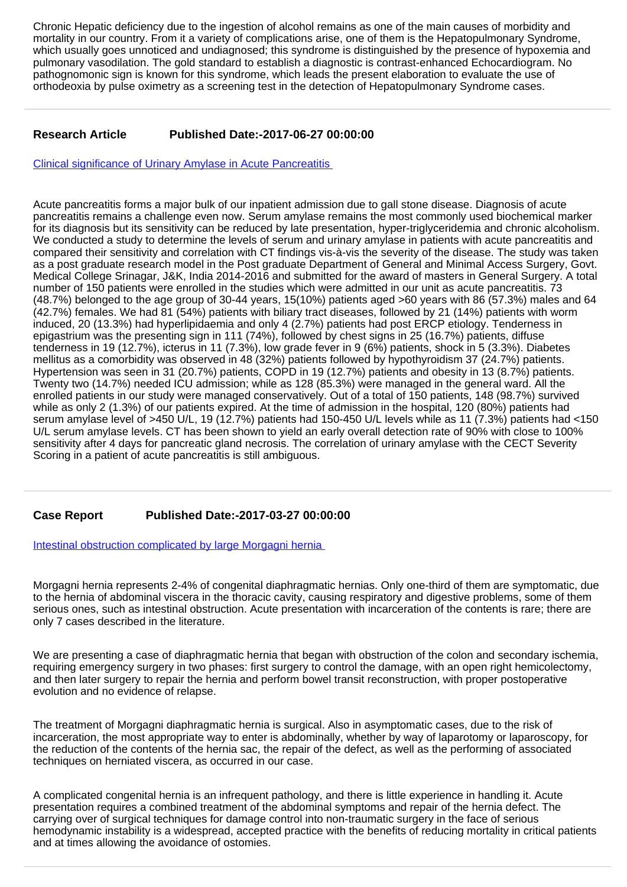Chronic Hepatic deficiency due to the ingestion of alcohol remains as one of the main causes of morbidity and mortality in our country. From it a variety of complications arise, one of them is the Hepatopulmonary Syndrome, which usually goes unnoticed and undiagnosed; this syndrome is distinguished by the presence of hypoxemia and pulmonary vasodilation. The gold standard to establish a diagnostic is contrast-enhanced Echocardiogram. No pathognomonic sign is known for this syndrome, which leads the present elaboration to evaluate the use of orthodeoxia by pulse oximetry as a screening test in the detection of Hepatopulmonary Syndrome cases.

---

**Research Article Published Date:-2017-06-27 00:00:00**

[Clinical significance of Urinary Amylase in Acute Pancreatitis]

Acute pancreatitis forms a major bulk of our inpatient admission due to gall stone disease. Diagnosis of acute pancreatitis remains a challenge even now. Serum amylase remains the most commonly used biochemical marker for its diagnosis but its sensitivity can be reduced by late presentation, hyper-triglyceridemia and chronic alcoholism. We conducted a study to determine the levels of serum and urinary amylase in patients with acute pancreatitis and compared their sensitivity and correlation with CT findings vis-à-vis the severity of the disease. The study was taken as a post graduate research model in the Post graduate Department of General and Minimal Access Surgery, Govt. Medical College Srinagar, J&K, India 2014-2016 and submitted for the award of masters in General Surgery. A total number of 150 patients were enrolled in the studies which were admitted in our unit as acute pancreatitis. 73 (48.7%) belonged to the age group of 30-44 years, 15(10%) patients aged >60 years with 86 (57.3%) males and 64 (42.7%) females. We had 81 (54%) patients with biliary tract diseases, followed by 21 (14%) patients with worm induced, 20 (13.3%) had hyperlipidaemia and only 4 (2.7%) patients had post ERCP etiology. Tenderness in epigastrium was the presenting sign in 111 (74%), followed by chest signs in 25 (16.7%) patients, diffuse tenderness in 19 (12.7%), icterus in 11 (7.3%), low grade fever in 9 (6%) patients, shock in 5 (3.3%). Diabetes mellitus as a comorbidity was observed in 48 (32%) patients followed by hypothyroidism 37 (24.7%) patients. Hypertension was seen in 31 (20.7%) patients, COPD in 19 (12.7%) patients and obesity in 13 (8.7%) patients. Twenty two (14.7%) needed ICU admission; while as 128 (85.3%) were managed in the general ward. All the enrolled patients in our study were managed conservatively. Out of a total of 150 patients, 148 (98.7%) survived while as only 2 (1.3%) of our patients expired. At the time of admission in the hospital, 120 (80%) patients had serum amylase level of >450 U/L, 19 (12.7%) patients had 150-450 U/L levels while as 11 (7.3%) patients had <150 U/L serum amylase levels. CT has been shown to yield an early overall detection rate of 90% with close to 100% sensitivity after 4 days for pancreatic gland necrosis. The correlation of urinary amylase with the CECT Severity Scoring in a patient of acute pancreatitis is still ambiguous.

---

**Case Report Published Date:-2017-03-27 00:00:00**

[Intestinal obstruction complicated by large Morgagni hernia]

Morgagni hernia represents 2-4% of congenital diaphragmatic hernias. Only one-third of them are symptomatic, due to the hernia of abdominal viscera in the thoracic cavity, causing respiratory and digestive problems, some of them serious ones, such as intestinal obstruction. Acute presentation with incarceration of the contents is rare; there are only 7 cases described in the literature.

We are presenting a case of diaphragmatic hernia that began with obstruction of the colon and secondary ischemia, requiring emergency surgery in two phases: first surgery to control the damage, with an open right hemicolectomy, and then later surgery to repair the hernia and perform bowel transit reconstruction, with proper postoperative evolution and no evidence of relapse.

The treatment of Morgagni diaphragmatic hernia is surgical. Also in asymptomatic cases, due to the risk of incarceration, the most appropriate way to enter is abdominally, whether by way of laparotomy or laparoscopy, for the reduction of the contents of the hernia sac, the repair of the defect, as well as the performing of associated techniques on herniated viscera, as occurred in our case.

A complicated congenital hernia is an infrequent pathology, and there is little experience in handling it. Acute presentation requires a combined treatment of the abdominal symptoms and repair of the hernia defect. The carrying over of surgical techniques for damage control into non-traumatic surgery in the face of serious hemodynamic instability is a widespread, accepted practice with the benefits of reducing mortality in critical patients and at times allowing the avoidance of ostomies.

---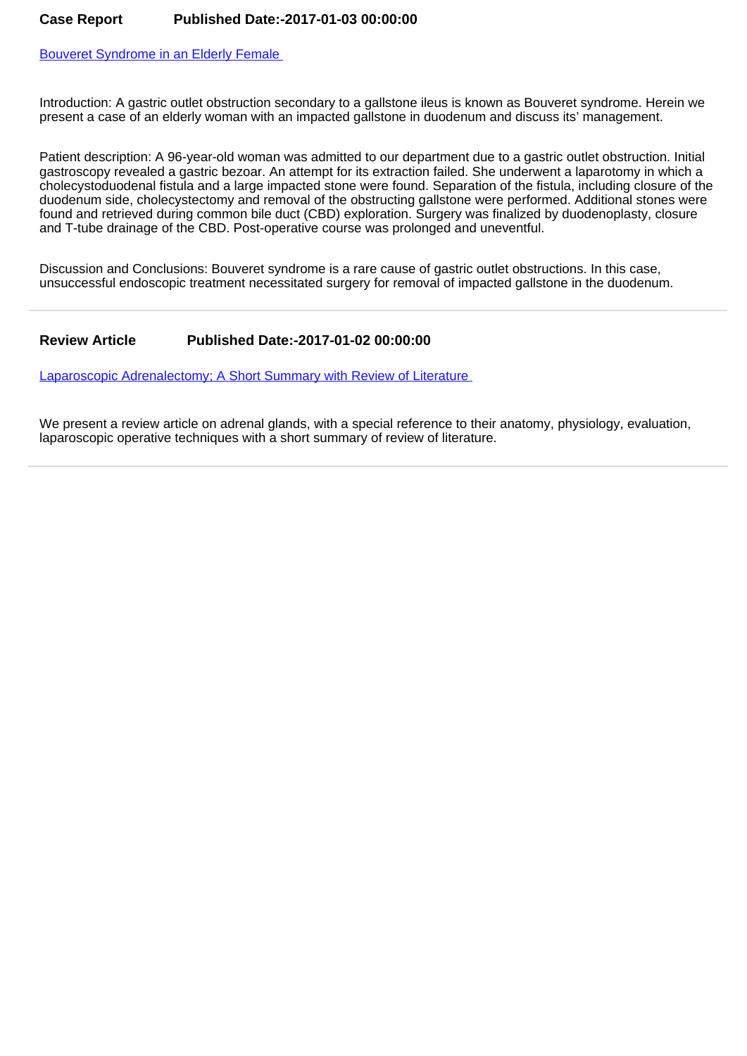**Case Report** **Published Date:-2017-01-03 00:00:00**

[Bouveret Syndrome in an Elderly Female](#)

Introduction: A gastric outlet obstruction secondary to a gallstone ileus is known as Bouveret syndrome. Herein we present a case of an elderly woman with an impacted gallstone in duodenum and discuss its' management.

Patient description: A 96-year-old woman was admitted to our department due to a gastric outlet obstruction. Initial gastroscopy revealed a gastric bezoar. An attempt for its extraction failed. She underwent a laparotomy in which a cholecystoduodenal fistula and a large impacted stone were found. Separation of the fistula, including closure of the duodenum side, cholecystectomy and removal of the obstructing gallstone were performed. Additional stones were found and retrieved during common bile duct (CBD) exploration. Surgery was finalized by duodenoplasty, closure and T-tube drainage of the CBD. Post-operative course was prolonged and uneventful.

Discussion and Conclusions: Bouveret syndrome is a rare cause of gastric outlet obstructions. In this case, unsuccessful endoscopic treatment necessitated surgery for removal of impacted gallstone in the duodenum.

---

**Review Article** **Published Date:-2017-01-02 00:00:00**

[Laparoscopic Adrenalectomy; A Short Summary with Review of Literature](#)

We present a review article on adrenal glands, with a special reference to their anatomy, physiology, evaluation, laparoscopic operative techniques with a short summary of review of literature.

---